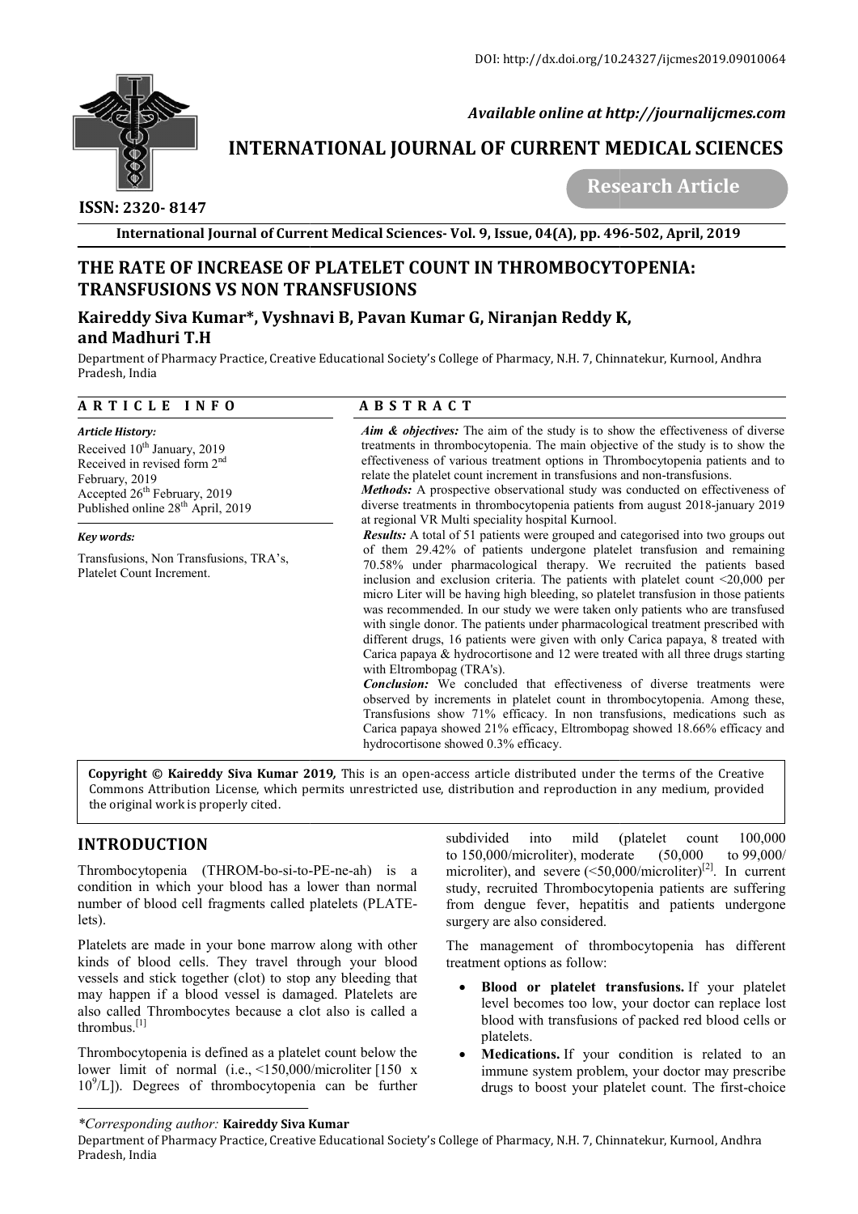DOI: http://dx.doi.org/10.24327/ijcmes2019.09010064

*Available online at http://journalijcmes.com*

# INTERNATIONAL JOURNAL OF CURRENT MEDICAL SCIENCES

**Research Article**

**ISSN: 2320- 8147**

# THE RATE OF INCREASE OF PLATELET COUNT IN THROMBOCYTOPENIA: TRANSFUSIONS VS NON TRANSFUSIONS

**Kaireddy Siva Kumar\*, Vyshnavi B, Pavan Kumar G, Niranjan Reddy K, and Madhuri T.H**

Department of Pharmacy Practice, Creative Educational Society's College of Pharmacy, N.H. 7, Chinnatekur, Kurnool, Andhra Pradesh, India

## ARTICLE INFO

***Article History:***

Received 10th January, 2019
Received in revised form 2nd February, 2019
Accepted 26th February, 2019
Published online 28th April, 2019

***Key words:***

Transfusions, Non Transfusions, TRA's, Platelet Count Increment.

## ABSTRACT

***Aim & objectives:*** The aim of the study is to show the effectiveness of diverse treatments in thrombocytopenia. The main objective of the study is to show the effectiveness of various treatment options in Thrombocytopenia patients and to relate the platelet count increment in transfusions and non-transfusions.

***Methods:*** A prospective observational study was conducted on effectiveness of diverse treatments in thrombocytopenia patients from august 2018-january 2019 at regional VR Multi speciality hospital Kurnool.

***Results:*** A total of 51 patients were grouped and categorised into two groups out of them 29.42% of patients undergone platelet transfusion and remaining 70.58% under pharmacological therapy. We recruited the patients based inclusion and exclusion criteria. The patients with platelet count <20,000 per micro Liter will be having high bleeding, so platelet transfusion in those patients was recommended. In our study we were taken only patients who are transfused with single donor. The patients under pharmacological treatment prescribed with different drugs, 16 patients were given with only Carica papaya, 8 treated with Carica papaya & hydrocortisone and 12 were treated with all three drugs starting with Eltrombopag (TRA's).

***Conclusion:*** We concluded that effectiveness of diverse treatments were observed by increments in platelet count in thrombocytopenia. Among these, Transfusions show 71% efficacy. In non transfusions, medications such as Carica papaya showed 21% efficacy, Eltrombopag showed 18.66% efficacy and hydrocortisone showed 0.3% efficacy.

**Copyright © Kaireddy Siva Kumar 2019**, This is an open-access article distributed under the terms of the Creative Commons Attribution License, which permits unrestricted use, distribution and reproduction in any medium, provided the original work is properly cited.

## INTRODUCTION

Thrombocytopenia (THROM-bo-si-to-PE-ne-ah) is a condition in which your blood has a lower than normal number of blood cell fragments called platelets (PLATE-lets).

Platelets are made in your bone marrow along with other kinds of blood cells. They travel through your blood vessels and stick together (clot) to stop any bleeding that may happen if a blood vessel is damaged. Platelets are also called Thrombocytes because a clot also is called a thrombus.[1]

Thrombocytopenia is defined as a platelet count below the lower limit of normal (i.e., <150,000/microliter [150 x $10^9$/L]). Degrees of thrombocytopenia can be further subdivided into mild (platelet count 100,000 to 150,000/microliter), moderate (50,000 to 99,000/ microliter), and severe (<50,000/microliter)[2]. In current study, recruited Thrombocytopenia patients are suffering from dengue fever, hepatitis and patients undergone surgery are also considered.

The management of thrombocytopenia has different treatment options as follow:

- **Blood or platelet transfusions.** If your platelet level becomes too low, your doctor can replace lost blood with transfusions of packed red blood cells or platelets.
- **Medications.** If your condition is related to an immune system problem, your doctor may prescribe drugs to boost your platelet count. The first-choice

*\*Corresponding author:* **Kaireddy Siva Kumar**

Department of Pharmacy Practice, Creative Educational Society's College of Pharmacy, N.H. 7, Chinnatekur, Kurnool, Andhra Pradesh, India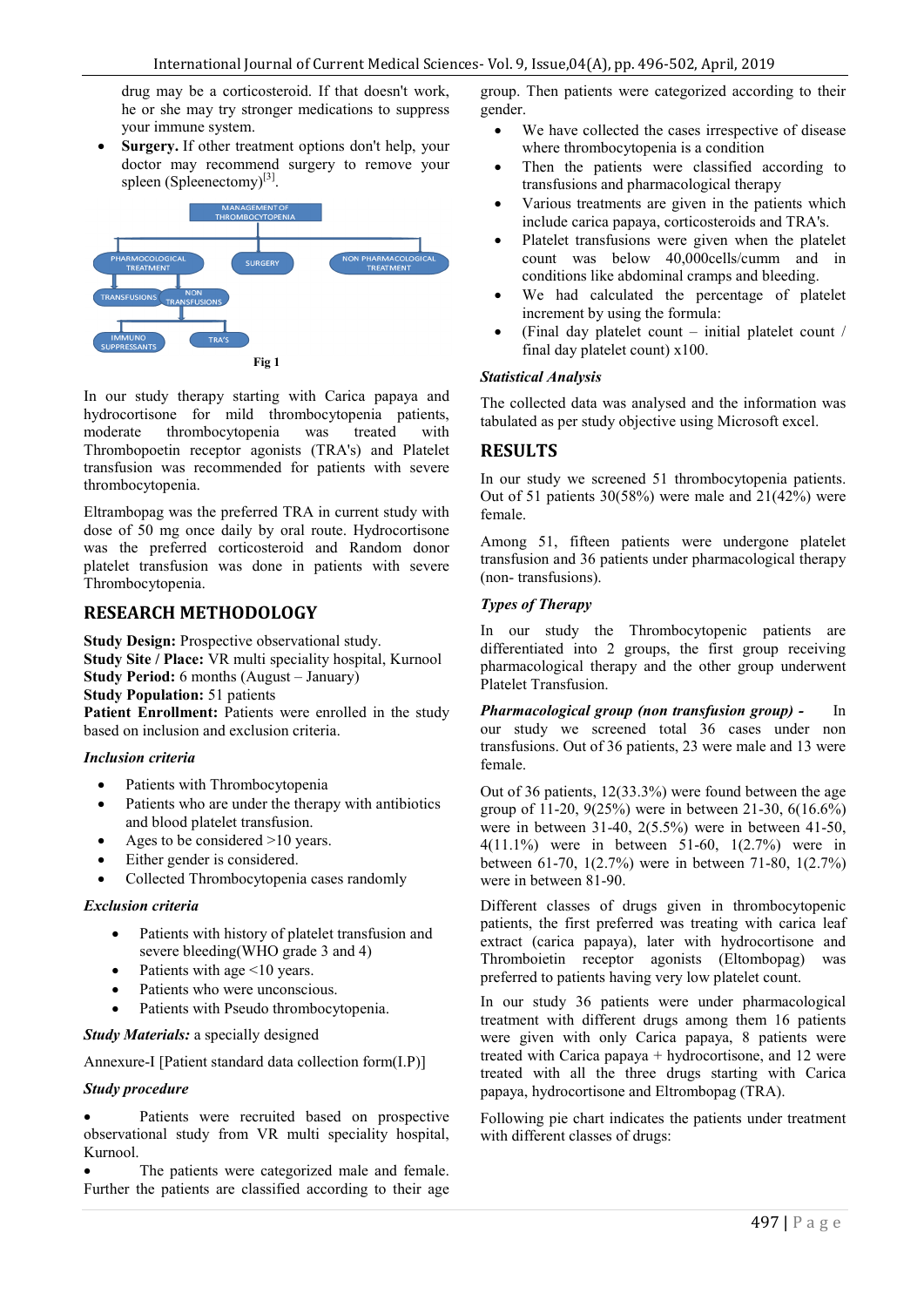drug may be a corticosteroid. If that doesn't work, he or she may try stronger medications to suppress your immune system.

- **Surgery.** If other treatment options don't help, your doctor may recommend surgery to remove your spleen (Spleenectomy)[3].

MANAGEMENT OF THROMBOCYTOPENIA

PHARMACOLOGICAL TREATMENT | SURGERY | NON PHARMACOLOGICAL TREATMENT

TRANSFUSIONS | NON TRANSFUSIONS

IMMUNO SUPPRESSANTS | TRA'S

Fig 1

In our study therapy starting with Carica papaya and hydrocortisone for mild thrombocytopenia patients, moderate thrombocytopenia was treated with Thrombopoetin receptor agonists (TRA's) and Platelet transfusion was recommended for patients with severe thrombocytopenia.

Eltrambopag was the preferred TRA in current study with dose of 50 mg once daily by oral route. Hydrocortisone was the preferred corticosteroid and Random donor platelet transfusion was done in patients with severe Thrombocytopenia.

## RESEARCH METHODOLOGY

**Study Design:** Prospective observational study.
**Study Site / Place:** VR multi speciality hospital, Kurnool
**Study Period:** 6 months (August – January)
**Study Population:** 51 patients
**Patient Enrollment:** Patients were enrolled in the study based on inclusion and exclusion criteria.

### *Inclusion criteria*

- Patients with Thrombocytopenia
- Patients who are under the therapy with antibiotics and blood platelet transfusion.
- Ages to be considered >10 years.
- Either gender is considered.
- Collected Thrombocytopenia cases randomly

### *Exclusion criteria*

- Patients with history of platelet transfusion and severe bleeding(WHO grade 3 and 4)
- Patients with age <10 years.
- Patients who were unconscious.
- Patients with Pseudo thrombocytopenia.

***Study Materials:*** a specially designed

Annexure-I [Patient standard data collection form(I.P)]

### *Study procedure*

- Patients were recruited based on prospective observational study from VR multi speciality hospital, Kurnool.
- The patients were categorized male and female. Further the patients are classified according to their age group. Then patients were categorized according to their gender.
- We have collected the cases irrespective of disease where thrombocytopenia is a condition
- Then the patients were classified according to transfusions and pharmacological therapy
- Various treatments are given in the patients which include carica papaya, corticosteroids and TRA's.
- Platelet transfusions were given when the platelet count was below 40,000cells/cumm and in conditions like abdominal cramps and bleeding.
- We had calculated the percentage of platelet increment by using the formula:
- (Final day platelet count – initial platelet count / final day platelet count) x100.

### *Statistical Analysis*

The collected data was analysed and the information was tabulated as per study objective using Microsoft excel.

## RESULTS

In our study we screened 51 thrombocytopenia patients. Out of 51 patients 30(58%) were male and 21(42%) were female.

Among 51, fifteen patients were undergone platelet transfusion and 36 patients under pharmacological therapy (non- transfusions).

### *Types of Therapy*

In our study the Thrombocytopenic patients are differentiated into 2 groups, the first group receiving pharmacological therapy and the other group underwent Platelet Transfusion.

***Pharmacological group (non transfusion group) -*** In our study we screened total 36 cases under non transfusions. Out of 36 patients, 23 were male and 13 were female.

Out of 36 patients, 12(33.3%) were found between the age group of 11-20, 9(25%) were in between 21-30, 6(16.6%) were in between 31-40, 2(5.5%) were in between 41-50, 4(11.1%) were in between 51-60, 1(2.7%) were in between 61-70, 1(2.7%) were in between 71-80, 1(2.7%) were in between 81-90.

Different classes of drugs given in thrombocytopenic patients, the first preferred was treating with carica leaf extract (carica papaya), later with hydrocortisone and Thromboietin receptor agonists (Eltombopag) was preferred to patients having very low platelet count.

In our study 36 patients were under pharmacological treatment with different drugs among them 16 patients were given with only Carica papaya, 8 patients were treated with Carica papaya + hydrocortisone, and 12 were treated with all the three drugs starting with Carica papaya, hydrocortisone and Eltrombopag (TRA).

Following pie chart indicates the patients under treatment with different classes of drugs: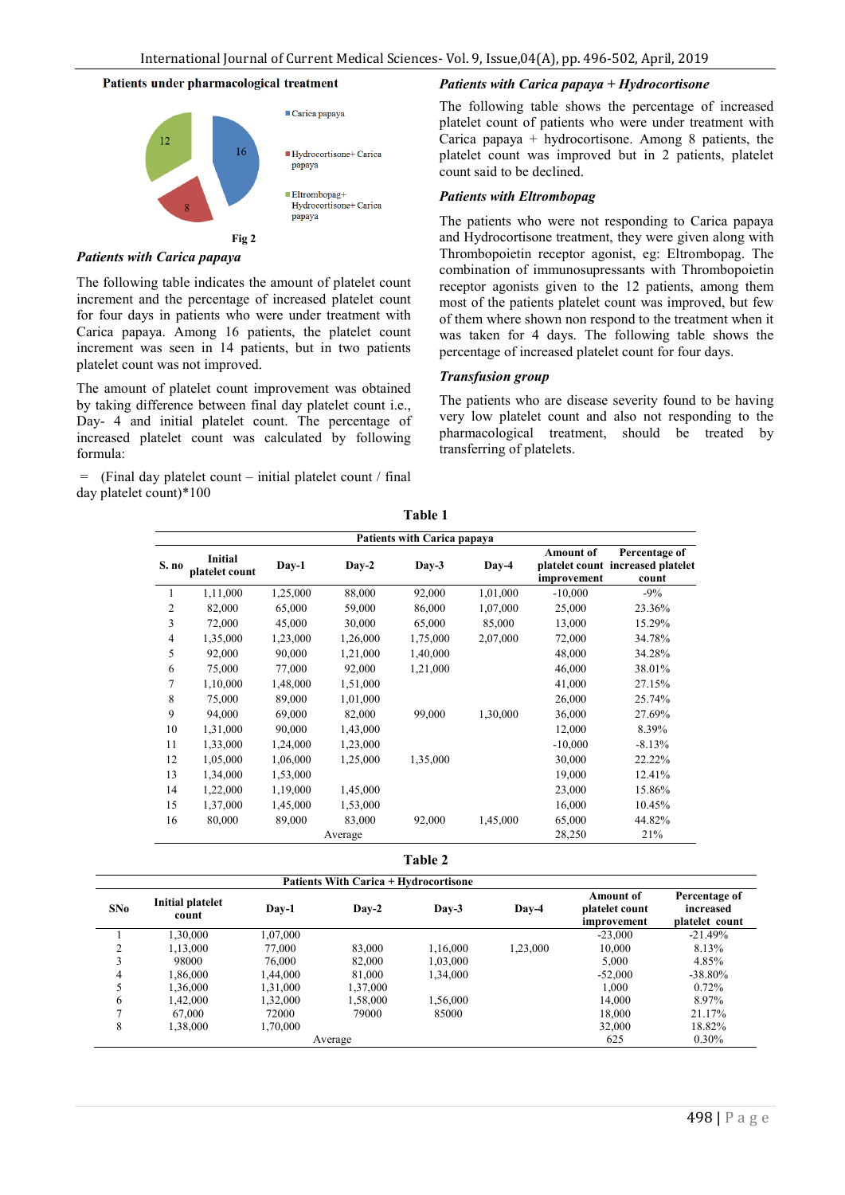**Patients under pharmacological treatment**

Fig 2

### *Patients with Carica papaya*

The following table indicates the amount of platelet count increment and the percentage of increased platelet count for four days in patients who were under treatment with Carica papaya. Among 16 patients, the platelet count increment was seen in 14 patients, but in two patients platelet count was not improved.

The amount of platelet count improvement was obtained by taking difference between final day platelet count i.e., Day- 4 and initial platelet count. The percentage of increased platelet count was calculated by following formula:

= (Final day platelet count – initial platelet count / final day platelet count)*100

### *Patients with Carica papaya + Hydrocortisone*

The following table shows the percentage of increased platelet count of patients who were under treatment with Carica papaya + hydrocortisone. Among 8 patients, the platelet count was improved but in 2 patients, platelet count said to be declined.

### *Patients with Eltrombopag*

The patients who were not responding to Carica papaya and Hydrocortisone treatment, they were given along with Thrombopoietin receptor agonist, eg: Eltrombopag. The combination of immunosupressants with Thrombopoietin receptor agonists given to the 12 patients, among them most of the patients platelet count was improved, but few of them where shown non respond to the treatment when it was taken for 4 days. The following table shows the percentage of increased platelet count for four days.

### *Transfusion group*

The patients who are disease severity found to be having very low platelet count and also not responding to the pharmacological treatment, should be treated by transferring of platelets.

**Table 1**

| Patients with Carica papaya | | | | | | | | |
|---|---|---|---|---|---|---|---|---|
| S. no | Initial platelet count | Day-1 | Day-2 | Day-3 | Day-4 | Amount of platelet count improvement | Percentage of increased platelet count |
| 1 | 1,11,000 | 1,25,000 | 88,000 | 92,000 | 1,01,000 | -10,000 | -9% |
| 2 | 82,000 | 65,000 | 59,000 | 86,000 | 1,07,000 | 25,000 | 23.36% |
| 3 | 72,000 | 45,000 | 30,000 | 65,000 | 85,000 | 13,000 | 15.29% |
| 4 | 1,35,000 | 1,23,000 | 1,26,000 | 1,75,000 | 2,07,000 | 72,000 | 34.78% |
| 5 | 92,000 | 90,000 | 1,21,000 | 1,40,000 | | 48,000 | 34.28% |
| 6 | 75,000 | 77,000 | 92,000 | 1,21,000 | | 46,000 | 38.01% |
| 7 | 1,10,000 | 1,48,000 | 1,51,000 | | | 41,000 | 27.15% |
| 8 | 75,000 | 89,000 | 1,01,000 | | | 26,000 | 25.74% |
| 9 | 94,000 | 69,000 | 82,000 | 99,000 | 1,30,000 | 36,000 | 27.69% |
| 10 | 1,31,000 | 90,000 | 1,43,000 | | | 12,000 | 8.39% |
| 11 | 1,33,000 | 1,24,000 | 1,23,000 | | | -10,000 | -8.13% |
| 12 | 1,05,000 | 1,06,000 | 1,25,000 | 1,35,000 | | 30,000 | 22.22% |
| 13 | 1,34,000 | 1,53,000 | | | | 19,000 | 12.41% |
| 14 | 1,22,000 | 1,19,000 | 1,45,000 | | | 23,000 | 15.86% |
| 15 | 1,37,000 | 1,45,000 | 1,53,000 | | | 16,000 | 10.45% |
| 16 | 80,000 | 89,000 | 83,000 | 92,000 | 1,45,000 | 65,000 | 44.82% |
| | | | Average | | | 28,250 | 21% |

**Table 2**

| Patients With Carica + Hydrocortisone | | | | | | | |
|---|---|---|---|---|---|---|---|
| SNo | Initial platelet count | Day-1 | Day-2 | Day-3 | Day-4 | Amount of platelet count improvement | Percentage of increased platelet count |
| 1 | 1,30,000 | 1,07,000 | | | | -23,000 | -21.49% |
| 2 | 1,13,000 | 77,000 | 83,000 | 1,16,000 | 1,23,000 | 10,000 | 8.13% |
| 3 | 98000 | 76,000 | 82,000 | 1,03,000 | | 5,000 | 4.85% |
| 4 | 1,86,000 | 1,44,000 | 81,000 | 1,34,000 | | -52,000 | -38.80% |
| 5 | 1,36,000 | 1,31,000 | 1,37,000 | | | 1,000 | 0.72% |
| 6 | 1,42,000 | 1,32,000 | 1,58,000 | 1,56,000 | | 14,000 | 8.97% |
| 7 | 67,000 | 72000 | 79000 | 85000 | | 18,000 | 21.17% |
| 8 | 1,38,000 | 1,70,000 | | | | 32,000 | 18.82% |
| | | | Average | | | 625 | 0.30% |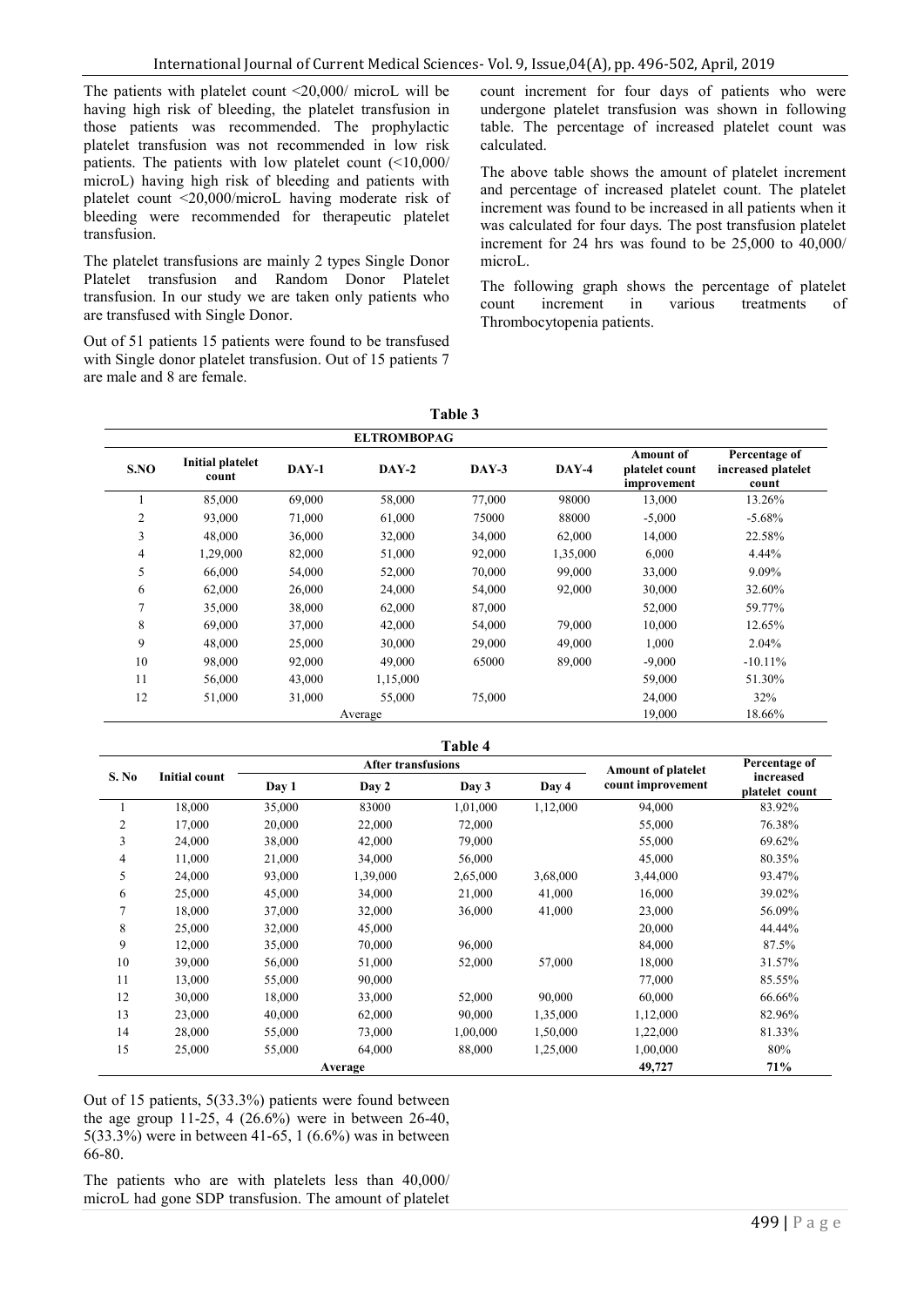The patients with platelet count <20,000/ microL will be having high risk of bleeding, the platelet transfusion in those patients was recommended. The prophylactic platelet transfusion was not recommended in low risk patients. The patients with low platelet count (<10,000/ microL) having high risk of bleeding and patients with platelet count <20,000/microL having moderate risk of bleeding were recommended for therapeutic platelet transfusion.

The platelet transfusions are mainly 2 types Single Donor Platelet transfusion and Random Donor Platelet transfusion. In our study we are taken only patients who are transfused with Single Donor.

Out of 51 patients 15 patients were found to be transfused with Single donor platelet transfusion. Out of 15 patients 7 are male and 8 are female.

count increment for four days of patients who were undergone platelet transfusion was shown in following table. The percentage of increased platelet count was calculated.

The above table shows the amount of platelet increment and percentage of increased platelet count. The platelet increment was found to be increased in all patients when it was calculated for four days. The post transfusion platelet increment for 24 hrs was found to be 25,000 to 40,000/ microL.

The following graph shows the percentage of platelet count increment in various treatments of Thrombocytopenia patients.

**Table 3**

| ELTROMBOPAG | | | | | | | |
|---|---|---|---|---|---|---|---|
| S.NO | Initial platelet count | DAY-1 | DAY-2 | DAY-3 | DAY-4 | Amount of platelet count improvement | Percentage of increased platelet count |
| 1 | 85,000 | 69,000 | 58,000 | 77,000 | 98000 | 13,000 | 13.26% |
| 2 | 93,000 | 71,000 | 61,000 | 75000 | 88000 | -5,000 | -5.68% |
| 3 | 48,000 | 36,000 | 32,000 | 34,000 | 62,000 | 14,000 | 22.58% |
| 4 | 1,29,000 | 82,000 | 51,000 | 92,000 | 1,35,000 | 6,000 | 4.44% |
| 5 | 66,000 | 54,000 | 52,000 | 70,000 | 99,000 | 33,000 | 9.09% |
| 6 | 62,000 | 26,000 | 24,000 | 54,000 | 92,000 | 30,000 | 32.60% |
| 7 | 35,000 | 38,000 | 62,000 | 87,000 | | 52,000 | 59.77% |
| 8 | 69,000 | 37,000 | 42,000 | 54,000 | 79,000 | 10,000 | 12.65% |
| 9 | 48,000 | 25,000 | 30,000 | 29,000 | 49,000 | 1,000 | 2.04% |
| 10 | 98,000 | 92,000 | 49,000 | 65000 | 89,000 | -9,000 | -10.11% |
| 11 | 56,000 | 43,000 | 1,15,000 | | | 59,000 | 51.30% |
| 12 | 51,000 | 31,000 | 55,000 | 75,000 | | 24,000 | 32% |
| | | | Average | | | 19,000 | 18.66% |

**Table 4**

| S. No | Initial count | After transfusions | | | | Amount of platelet count improvement | Percentage of increased platelet count |
|---|---|---|---|---|---|---|---|
| | | Day 1 | Day 2 | Day 3 | Day 4 | | |
| 1 | 18,000 | 35,000 | 83000 | 1,01,000 | 1,12,000 | 94,000 | 83.92% |
| 2 | 17,000 | 20,000 | 22,000 | 72,000 | | 55,000 | 76.38% |
| 3 | 24,000 | 38,000 | 42,000 | 79,000 | | 55,000 | 69.62% |
| 4 | 11,000 | 21,000 | 34,000 | 56,000 | | 45,000 | 80.35% |
| 5 | 24,000 | 93,000 | 1,39,000 | 2,65,000 | 3,68,000 | 3,44,000 | 93.47% |
| 6 | 25,000 | 45,000 | 34,000 | 21,000 | 41,000 | 16,000 | 39.02% |
| 7 | 18,000 | 37,000 | 32,000 | 36,000 | 41,000 | 23,000 | 56.09% |
| 8 | 25,000 | 32,000 | 45,000 | | | 20,000 | 44.44% |
| 9 | 12,000 | 35,000 | 70,000 | 96,000 | | 84,000 | 87.5% |
| 10 | 39,000 | 56,000 | 51,000 | 52,000 | 57,000 | 18,000 | 31.57% |
| 11 | 13,000 | 55,000 | 90,000 | | | 77,000 | 85.55% |
| 12 | 30,000 | 18,000 | 33,000 | 52,000 | 90,000 | 60,000 | 66.66% |
| 13 | 23,000 | 40,000 | 62,000 | 90,000 | 1,35,000 | 1,12,000 | 82.96% |
| 14 | 28,000 | 55,000 | 73,000 | 1,00,000 | 1,50,000 | 1,22,000 | 81.33% |
| 15 | 25,000 | 55,000 | 64,000 | 88,000 | 1,25,000 | 1,00,000 | 80% |
| | | | **Average** | | | **49,727** | **71%** |

Out of 15 patients, 5(33.3%) patients were found between the age group 11-25, 4 (26.6%) were in between 26-40, 5(33.3%) were in between 41-65, 1 (6.6%) was in between 66-80.

The patients who are with platelets less than 40,000/ microL had gone SDP transfusion. The amount of platelet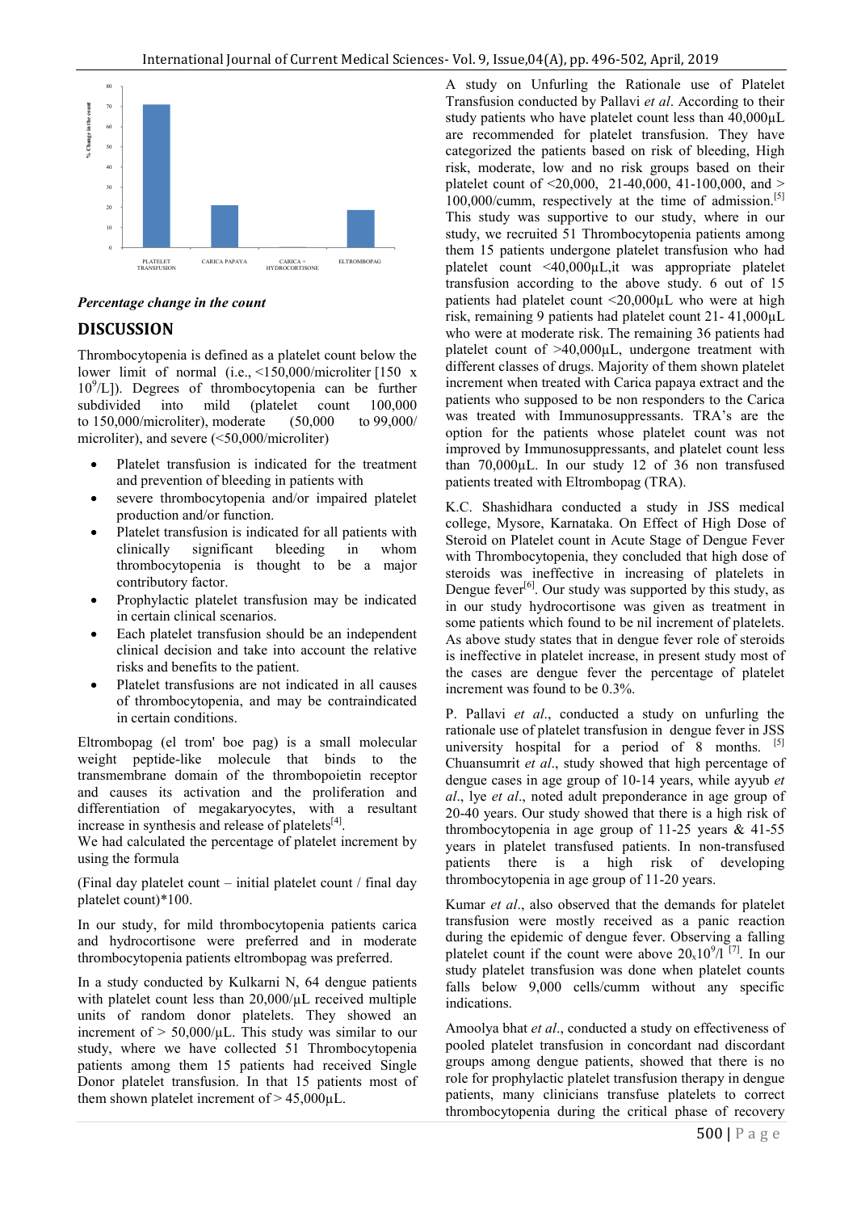*Percentage change in the count*

## DISCUSSION

Thrombocytopenia is defined as a platelet count below the lower limit of normal (i.e., <150,000/microliter [150 x $10^9$/L]). Degrees of thrombocytopenia can be further subdivided into mild (platelet count 100,000 to 150,000/microliter), moderate (50,000 to 99,000/ microliter), and severe (<50,000/microliter)

- Platelet transfusion is indicated for the treatment and prevention of bleeding in patients with
- severe thrombocytopenia and/or impaired platelet production and/or function.
- Platelet transfusion is indicated for all patients with clinically significant bleeding in whom thrombocytopenia is thought to be a major contributory factor.
- Prophylactic platelet transfusion may be indicated in certain clinical scenarios.
- Each platelet transfusion should be an independent clinical decision and take into account the relative risks and benefits to the patient.
- Platelet transfusions are not indicated in all causes of thrombocytopenia, and may be contraindicated in certain conditions.

Eltrombopag (el trom' boe pag) is a small molecular weight peptide-like molecule that binds to the transmembrane domain of the thrombopoietin receptor and causes its activation and the proliferation and differentiation of megakaryocytes, with a resultant increase in synthesis and release of platelets[4].

We had calculated the percentage of platelet increment by using the formula

(Final day platelet count – initial platelet count / final day platelet count)*100.

In our study, for mild thrombocytopenia patients carica and hydrocortisone were preferred and in moderate thrombocytopenia patients eltrombopag was preferred.

In a study conducted by Kulkarni N, 64 dengue patients with platelet count less than 20,000/µL received multiple units of random donor platelets. They showed an increment of > 50,000/µL. This study was similar to our study, where we have collected 51 Thrombocytopenia patients among them 15 patients had received Single Donor platelet transfusion. In that 15 patients most of them shown platelet increment of > 45,000µL.

A study on Unfurling the Rationale use of Platelet Transfusion conducted by Pallavi *et al*. According to their study patients who have platelet count less than 40,000µL are recommended for platelet transfusion. They have categorized the patients based on risk of bleeding, High risk, moderate, low and no risk groups based on their platelet count of <20,000, 21-40,000, 41-100,000, and > 100,000/cumm, respectively at the time of admission.[5] This study was supportive to our study, where in our study, we recruited 51 Thrombocytopenia patients among them 15 patients undergone platelet transfusion who had platelet count <40,000µL,it was appropriate platelet transfusion according to the above study. 6 out of 15 patients had platelet count <20,000µL who were at high risk, remaining 9 patients had platelet count 21- 41,000µL who were at moderate risk. The remaining 36 patients had platelet count of >40,000µL, undergone treatment with different classes of drugs. Majority of them shown platelet increment when treated with Carica papaya extract and the patients who supposed to be non responders to the Carica was treated with Immunosuppressants. TRA's are the option for the patients whose platelet count was not improved by Immunosuppressants, and platelet count less than 70,000µL. In our study 12 of 36 non transfused patients treated with Eltrombopag (TRA).

K.C. Shashidhara conducted a study in JSS medical college, Mysore, Karnataka. On Effect of High Dose of Steroid on Platelet count in Acute Stage of Dengue Fever with Thrombocytopenia, they concluded that high dose of steroids was ineffective in increasing of platelets in Dengue fever[6]. Our study was supported by this study, as in our study hydrocortisone was given as treatment in some patients which found to be nil increment of platelets. As above study states that in dengue fever role of steroids is ineffective in platelet increase, in present study most of the cases are dengue fever the percentage of platelet increment was found to be 0.3%.

P. Pallavi *et al*., conducted a study on unfurling the rationale use of platelet transfusion in dengue fever in JSS university hospital for a period of 8 months. [5] Chuansumrit *et al*., study showed that high percentage of dengue cases in age group of 10-14 years, while ayyub *et al*., lye *et al*., noted adult preponderance in age group of 20-40 years. Our study showed that there is a high risk of thrombocytopenia in age group of 11-25 years & 41-55 years in platelet transfused patients. In non-transfused patients there is a high risk of developing thrombocytopenia in age group of 11-20 years.

Kumar *et al*., also observed that the demands for platelet transfusion were mostly received as a panic reaction during the epidemic of dengue fever. Observing a falling platelet count if the count were above $20_x10^9$/l [7]. In our study platelet transfusion was done when platelet counts falls below 9,000 cells/cumm without any specific indications.

Amoolya bhat *et al*., conducted a study on effectiveness of pooled platelet transfusion in concordant nad discordant groups among dengue patients, showed that there is no role for prophylactic platelet transfusion therapy in dengue patients, many clinicians transfuse platelets to correct thrombocytopenia during the critical phase of recovery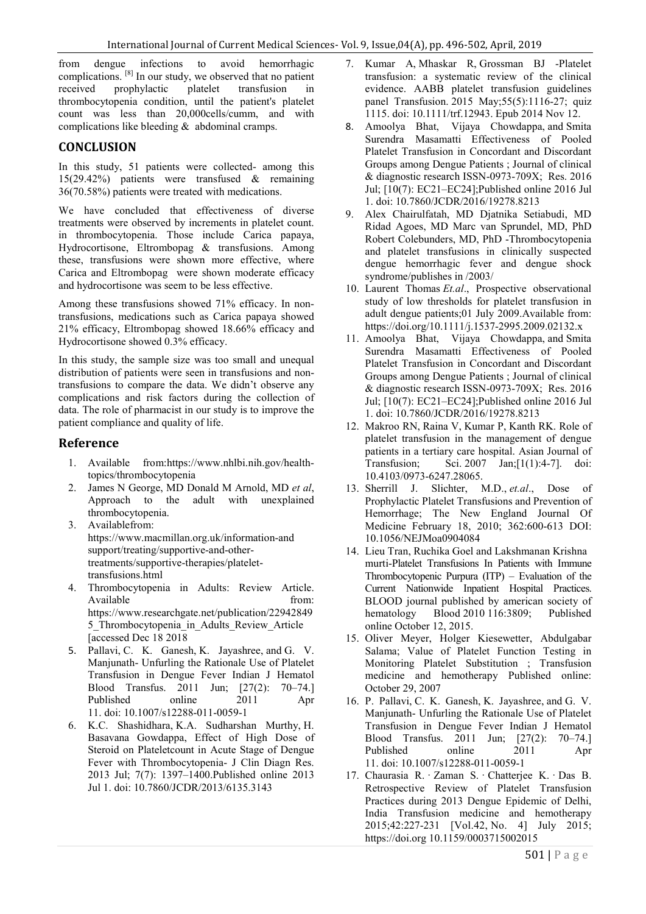from dengue infections to avoid hemorrhagic complications. [8] In our study, we observed that no patient received prophylactic platelet transfusion in thrombocytopenia condition, until the patient's platelet count was less than 20,000cells/cumm, and with complications like bleeding & abdominal cramps.

## CONCLUSION

In this study, 51 patients were collected- among this 15(29.42%) patients were transfused & remaining 36(70.58%) patients were treated with medications.

We have concluded that effectiveness of diverse treatments were observed by increments in platelet count. in thrombocytopenia. Those include Carica papaya, Hydrocortisone, Eltrombopag & transfusions. Among these, transfusions were shown more effective, where Carica and Eltrombopag were shown moderate efficacy and hydrocortisone was seem to be less effective.

Among these transfusions showed 71% efficacy. In non-transfusions, medications such as Carica papaya showed 21% efficacy, Eltrombopag showed 18.66% efficacy and Hydrocortisone showed 0.3% efficacy.

In this study, the sample size was too small and unequal distribution of patients were seen in transfusions and non-transfusions to compare the data. We didn't observe any complications and risk factors during the collection of data. The role of pharmacist in our study is to improve the patient compliance and quality of life.

## Reference

1. Available from:https://www.nhlbi.nih.gov/health-topics/thrombocytopenia
2. James N George, MD Donald M Arnold, MD *et al*, Approach to the adult with unexplained thrombocytopenia.
3. Availablefrom: https://www.macmillan.org.uk/information-and support/treating/supportive-and-other-treatments/supportive-therapies/platelet-transfusions.html
4. Thrombocytopenia in Adults: Review Article. Available from: https://www.researchgate.net/publication/229428495_Thrombocytopenia_in_Adults_Review_Article [accessed Dec 18 2018
5. Pallavi, C. K. Ganesh, K. Jayashree, and G. V. Manjunath- Unfurling the Rationale Use of Platelet Transfusion in Dengue Fever Indian J Hematol Blood Transfus. 2011 Jun; [27(2): 70–74.] Published online 2011 Apr 11. doi: 10.1007/s12288-011-0059-1
6. K.C. Shashidhara, K.A. Sudharshan Murthy, H. Basavana Gowdappa, Effect of High Dose of Steroid on Plateletcount in Acute Stage of Dengue Fever with Thrombocytopenia- J Clin Diagn Res. 2013 Jul; 7(7): 1397–1400.Published online 2013 Jul 1. doi: 10.7860/JCDR/2013/6135.3143
7. Kumar A, Mhaskar R, Grossman BJ -Platelet transfusion: a systematic review of the clinical evidence. AABB platelet transfusion guidelines panel Transfusion. 2015 May;55(5):1116-27; quiz 1115. doi: 10.1111/trf.12943. Epub 2014 Nov 12.
8. Amoolya Bhat, Vijaya Chowdappa, and Smita Surendra Masamatti Effectiveness of Pooled Platelet Transfusion in Concordant and Discordant Groups among Dengue Patients ; Journal of clinical & diagnostic research ISSN-0973-709X; Res. 2016 Jul; [10(7): EC21–EC24];Published online 2016 Jul 1. doi: 10.7860/JCDR/2016/19278.8213
9. Alex Chairulfatah, MD Djatnika Setiabudi, MD Ridad Agoes, MD Marc van Sprundel, MD, PhD Robert Colebunders, MD, PhD -Thrombocytopenia and platelet transfusions in clinically suspected dengue hemorrhagic fever and dengue shock syndrome/publishes in /2003/
10. Laurent Thomas *Et.al*., Prospective observational study of low thresholds for platelet transfusion in adult dengue patients;01 July 2009.Available from: https://doi.org/10.1111/j.1537-2995.2009.02132.x
11. Amoolya Bhat, Vijaya Chowdappa, and Smita Surendra Masamatti Effectiveness of Pooled Platelet Transfusion in Concordant and Discordant Groups among Dengue Patients ; Journal of clinical & diagnostic research ISSN-0973-709X; Res. 2016 Jul; [10(7): EC21–EC24];Published online 2016 Jul 1. doi: 10.7860/JCDR/2016/19278.8213
12. Makroo RN, Raina V, Kumar P, Kanth RK. Role of platelet transfusion in the management of dengue patients in a tertiary care hospital. Asian Journal of Transfusion; Sci. 2007 Jan;[1(1):4-7]. doi: 10.4103/0973-6247.28065.
13. Sherrill J. Slichter, M.D., *et.al*., Dose of Prophylactic Platelet Transfusions and Prevention of Hemorrhage; The New England Journal Of Medicine February 18, 2010; 362:600-613 DOI: 10.1056/NEJMoa0904084
14. Lieu Tran, Ruchika Goel and Lakshmanan Krishna murti-Platelet Transfusions In Patients with Immune Thrombocytopenic Purpura (ITP) – Evaluation of the Current Nationwide Inpatient Hospital Practices. BLOOD journal published by american society of hematology Blood 2010 116:3809; Published online October 12, 2015.
15. Oliver Meyer, Holger Kiesewetter, Abdulgabar Salama; Value of Platelet Function Testing in Monitoring Platelet Substitution ; Transfusion medicine and hemotherapy Published online: October 29, 2007
16. P. Pallavi, C. K. Ganesh, K. Jayashree, and G. V. Manjunath- Unfurling the Rationale Use of Platelet Transfusion in Dengue Fever Indian J Hematol Blood Transfus. 2011 Jun; [27(2): 70–74.] Published online 2011 Apr 11. doi: 10.1007/s12288-011-0059-1
17. Chaurasia R. · Zaman S. · Chatterjee K. · Das B. Retrospective Review of Platelet Transfusion Practices during 2013 Dengue Epidemic of Delhi, India Transfusion medicine and hemotherapy 2015;42:227-231 [Vol.42, No. 4] July 2015; https://doi.org 10.1159/0003715002015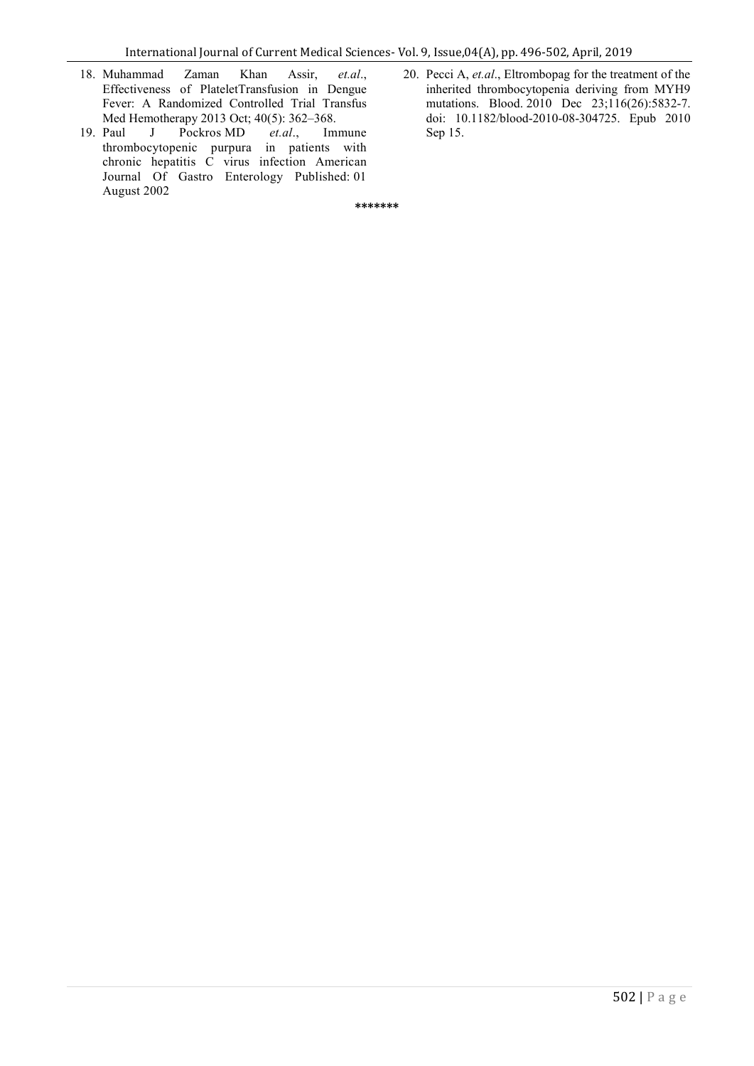18. Muhammad Zaman Khan Assir, *et.al*., Effectiveness of PlateletTransfusion in Dengue Fever: A Randomized Controlled Trial Transfus Med Hemotherapy 2013 Oct; 40(5): 362–368.
19. Paul J Pockros MD *et.al*., Immune thrombocytopenic purpura in patients with chronic hepatitis C virus infection American Journal Of Gastro Enterology Published: 01 August 2002
20. Pecci A, *et.al*., Eltrombopag for the treatment of the inherited thrombocytopenia deriving from MYH9 mutations. Blood. 2010 Dec 23;116(26):5832-7. doi: 10.1182/blood-2010-08-304725. Epub 2010 Sep 15.

*******